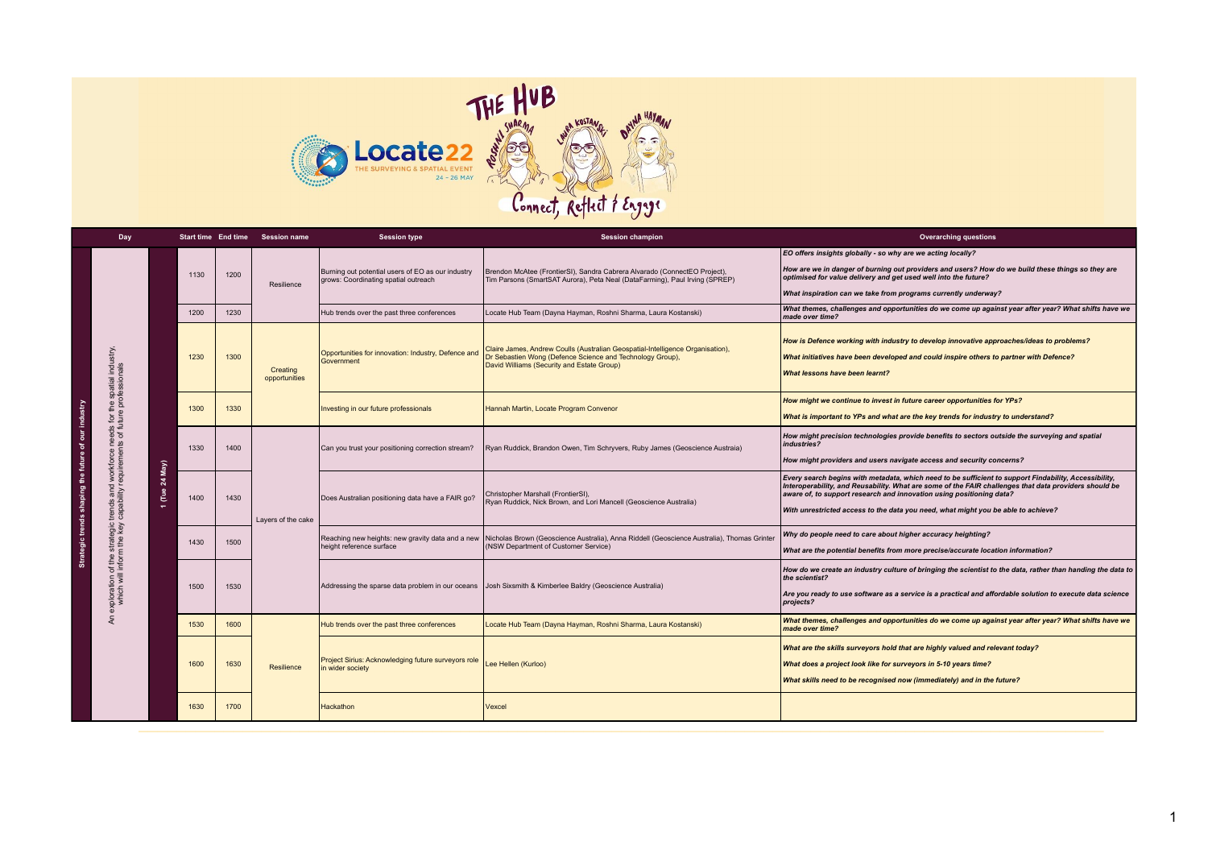# THE HUB

Locate22 THE SURVEYING & SPATIAL EVENT 24 - 26 MAY

Roshni Sharma, Laura Kostanski, Dayna Hayman

Connect, Reflect & Engage

| Day | | | Start time | End time | Session name | Session type | Session champion | Overarching questions |
|---|---|---|---|---|---|---|---|---|
| Strategic trends shaping the future of our industry | An exploration of the strategic trends and workforce needs for the spatial industry, which will inform the key capability requirements of future professionals | 1 (Tue 24 May) | 1130 | 1200 | Resilience | Burning out potential users of EO as our industry grows: Coordinating spatial outreach | Brendon McAtee (FrontierSI), Sandra Cabrera Alvarado (ConnectEO Project), Tim Parsons (SmartSAT Aurora), Peta Neal (DataFarming), Paul Irving (SPREP) | *EO offers insights globally - so why are we acting locally?* *How are we in danger of burning out providers and users? How do we build these things so they are optimised for value delivery and get used well into the future?* *What inspiration can we take from programs currently underway?* |
| | | | 1200 | 1230 | | Hub trends over the past three conferences | Locate Hub Team (Dayna Hayman, Roshni Sharma, Laura Kostanski) | *What themes, challenges and opportunities do we come up against year after year? What shifts have we made over time?* |
| | | | 1230 | 1300 | Creating opportunities | Opportunities for innovation: Industry, Defence and Government | Claire James, Andrew Coulls (Australian Geospatial-Intelligence Organisation), Dr Sebastien Wong (Defence Science and Technology Group), David Williams (Security and Estate Group) | *How is Defence working with industry to develop innovative approaches/ideas to problems?* *What initiatives have been developed and could inspire others to partner with Defence?* *What lessons have been learnt?* |
| | | | 1300 | 1330 | | Investing in our future professionals | Hannah Martin, Locate Program Convenor | *How might we continue to invest in future career opportunities for YPs?* *What is important to YPs and what are the key trends for industry to understand?* |
| | | | 1330 | 1400 | Layers of the cake | Can you trust your positioning correction stream? | Ryan Ruddick, Brandon Owen, Tim Schryvers, Ruby James (Geoscience Austraia) | *How might precision technologies provide benefits to sectors outside the surveying and spatial industries?* *How might providers and users navigate access and security concerns?* |
| | | | 1400 | 1430 | | Does Australian positioning data have a FAIR go? | Christopher Marshall (FrontierSI), Ryan Ruddick, Nick Brown, and Lori Mancell (Geoscience Australia) | *Every search begins with metadata, which need to be sufficient to support Findability, Accessibility, Interoperability, and Reusability. What are some of the FAIR challenges that data providers should be aware of, to support research and innovation using positioning data?* *With unrestricted access to the data you need, what might you be able to achieve?* |
| | | | 1430 | 1500 | | Reaching new heights: new gravity data and a new height reference surface | Nicholas Brown (Geoscience Australia), Anna Riddell (Geoscience Australia), Thomas Grinter (NSW Department of Customer Service) | *Why do people need to care about higher accuracy heighting?* *What are the potential benefits from more precise/accurate location information?* |
| | | | 1500 | 1530 | | Addressing the sparse data problem in our oceans | Josh Sixsmith & Kimberlee Baldry (Geoscience Australia) | *How do we create an industry culture of bringing the scientist to the data, rather than handing the data to the scientist?* *Are you ready to use software as a service is a practical and affordable solution to execute data science projects?* |
| | | | 1530 | 1600 | Resilience | Hub trends over the past three conferences | Locate Hub Team (Dayna Hayman, Roshni Sharma, Laura Kostanski) | *What themes, challenges and opportunities do we come up against year after year? What shifts have we made over time?* |
| | | | 1600 | 1630 | | Project Sirius: Acknowledging future surveyors role in wider society | Lee Hellen (Kurloo) | *What are the skills surveyors hold that are highly valued and relevant today?* *What does a project look like for surveyors in 5-10 years time?* *What skills need to be recognised now (immediately) and in the future?* |
| | | | 1630 | 1700 | | Hackathon | Vexcel | |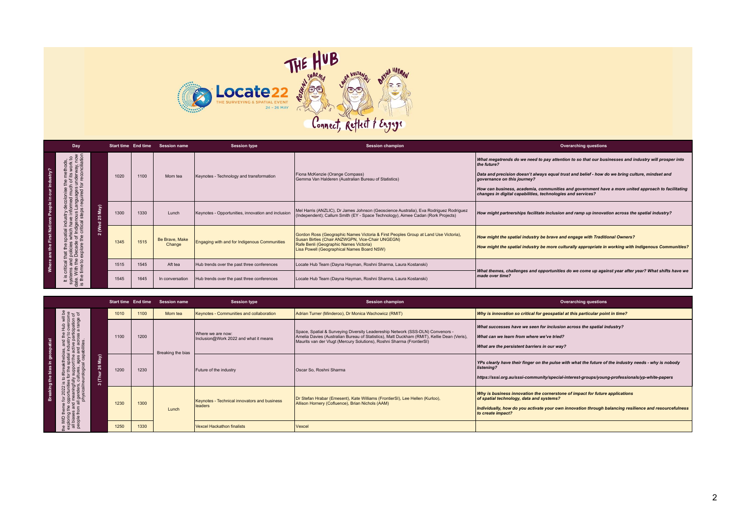# THE HUB

Locate22 — THE SURVEYING & SPATIAL EVENT — 24 - 26 MAY

Roshni Sharma, Laura Kostanski, Dayna Hayman

Connect, Reflect & Engage

| Day | | | Start time | End time | Session name | Session type | Session champion | Overarching questions |
|---|---|---|---|---|---|---|---|---|
| Where are the First Nations People in our industry? | It is critical that the spatial industry decolonise the methods, systems and policies which have informed much of its work to date. With the Decade of Indigenous Languages underway, now is the time to explore the critical steps required for reconciliation | 2 (Wed 25 May) | 1020 | 1100 | Mom tea | Keynotes - Technology and transformation | Fiona McKenzie (Orange Compass)<br>Gemma Van Halderen (Australian Bureau of Statistics) | *What megatrends do we need to pay attention to so that our businesses and industry will prosper into the future?*<br><br>*Data and precision doesn't always equal trust and belief - how do we bring culture, mindset and governance on this journey?*<br><br>*How can business, academia, communities and government have a more united approach to facilitating changes in digital capabilities, technologies and services?* |
| | | | 1300 | 1330 | Lunch | Keynotes - Opportunities, innovation and inclusion | Mel Harris (ANZLIC), Dr James Johnson (Geoscience Australia), Eva Rodriguez Rodriguez (Independent); Callum Smith (EY - Space Technology), Aimee Cadan (Rork Projects) | *How might partnerships facilitate inclusion and ramp up innovation across the spatial industry?* |
| | | | 1345 | 1515 | Be Brave, Make Change | Engaging with and for Indigenous Communities | Gordon Ross (Geographic Names Victoria & First Peoples Group at Land Use Victoria), Susan Birtles (Chair ANZWGPN, Vice-Chair UNGEGN)<br>Rafe Benli (Geographic Names Victoria)<br>Lisa Powell (Geographical Names Board NSW) | *How might the spatial industry be brave and engage with Traditional Owners?*<br><br>*How might the spatial industry be more culturally appropriate in working with Indigenous Communities?* |
| | | | 1515 | 1545 | Aft tea | Hub trends over the past three conferences | Locate Hub Team (Dayna Hayman, Roshni Sharma, Laura Kostanski) | *What themes, challenges and opportunities do we come up against year after year? What shifts have we made over time?* |
| | | | 1545 | 1645 | In conversation | Hub trends over the past three conferences | Locate Hub Team (Dayna Hayman, Roshni Sharma, Laura Kostanski) | |

| | | | Start time | End time | Session name | Session type | Session champion | Overarching questions |
|---|---|---|---|---|---|---|---|---|
| Breaking the bias in geospatial | the IWD theme for 2022 is to #breakthebias, and the Hub will be exploring the opportunities for the spatial industry to overcome all biases and meaningfully support the active participation of people from all genders, cultures, ages and across a range of physical/neurological capabilities. | 3 (Thur 26 May) | 1010 | 1100 | Mom tea | Keynotes - Communities and collaboration | Adrian Turner (Minderoo), Dr Monica Wachowicz (RMIT) | *Why is innovation so critical for geospatial at this particular point in time?* |
| | | | 1100 | 1200 | Breaking the bias | Where we are now:<br>Inclusion@Work 2022 and what it means | Space, Spatial & Surveying Diversity Leadereship Network (SSS-DLN) Convenors - Amelia Davies (Australian Bureau of Statistics), Matt Duckham (RMIT), Kellie Dean (Veris), Maurits van der Vlugt (Mercury Solutions), Roshni Sharma (FrontierSI) | *What successes have we seen for inclusion across the spatial industry?*<br><br>*What can we learn from where we've tried?*<br><br>*What are the persistent barriers in our way?* |
| | | | 1200 | 1230 | | Future of the industry | Oscar So, Roshni Sharma | *YPs clearly have their finger on the pulse with what the future of the industry needs - why is nobody listening?*<br><br>*https://sssi.org.au/sssi-community/special-interest-groups/young-professionals/yp-white-papers* |
| | | | 1230 | 1300 | Lunch | Keynotes - Technical innovators and business leaders | Dr Stefan Hrabar (Emesent), Kate Williams (FrontierSI), Lee Hellen (Kurloo), Allison Hornery (Cofluence), Brian Nichols (AAM) | *Why is business innovation the cornerstone of impact for future applications of spatial technology, data and systems?*<br><br>*Individually, how do you activate your own innovation through balancing resilience and resourcefulness to create impact?* |
| | | | 1250 | 1330 | | Vexcel Hackathon finalists | Vexcel | |